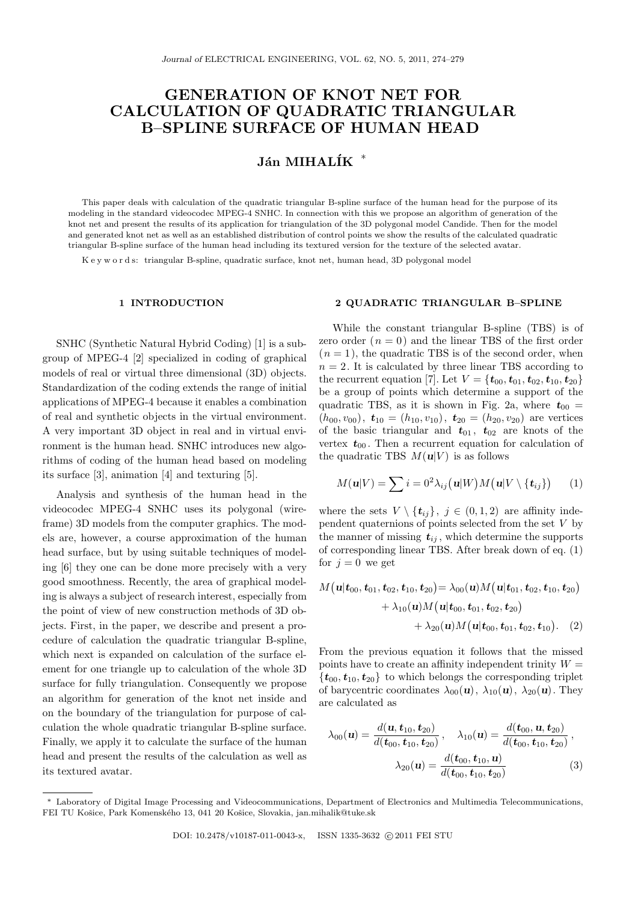# GENERATION OF KNOT NET FOR CALCULATION OF QUADRATIC TRIANGULAR B–SPLINE SURFACE OF HUMAN HEAD

**Ján MIHALÍK** [*]

This paper deals with calculation of the quadratic triangular B-spline surface of the human head for the purpose of its modeling in the standard videocodec MPEG-4 SNHC. In connection with this we propose an algorithm of generation of the knot net and present the results of its application for triangulation of the 3D polygonal model Candide. Then for the model and generated knot net as well as an established distribution of control points we show the results of the calculated quadratic triangular B-spline surface of the human head including its textured version for the texture of the selected avatar.

Keywords: triangular B-spline, quadratic surface, knot net, human head, 3D polygonal model

## 1 INTRODUCTION

SNHC (Synthetic Natural Hybrid Coding) [1] is a subgroup of MPEG-4 [2] specialized in coding of graphical models of real or virtual three dimensional (3D) objects. Standardization of the coding extends the range of initial applications of MPEG-4 because it enables a combination of real and synthetic objects in the virtual environment. A very important 3D object in real and in virtual environment is the human head. SNHC introduces new algorithms of coding of the human head based on modeling its surface [3], animation [4] and texturing [5].

Analysis and synthesis of the human head in the videocodec MPEG-4 SNHC uses its polygonal (wireframe) 3D models from the computer graphics. The models are, however, a course approximation of the human head surface, but by using suitable techniques of modeling [6] they one can be done more precisely with a very good smoothness. Recently, the area of graphical modeling is always a subject of research interest, especially from the point of view of new construction methods of 3D objects. First, in the paper, we describe and present a procedure of calculation the quadratic triangular B-spline, which next is expanded on calculation of the surface element for one triangle up to calculation of the whole 3D surface for fully triangulation. Consequently we propose an algorithm for generation of the knot net inside and on the boundary of the triangulation for purpose of calculation the whole quadratic triangular B-spline surface. Finally, we apply it to calculate the surface of the human head and present the results of the calculation as well as its textured avatar.

## 2 QUADRATIC TRIANGULAR B–SPLINE

While the constant triangular B-spline (TBS) is of zero order ( $n=0$ ) and the linear TBS of the first order ( $n=1$ ), the quadratic TBS is of the second order, when $n=2$. It is calculated by three linear TBS according to the recurrent equation [7]. Let $V=\{\boldsymbol{t}_{00},\boldsymbol{t}_{01},\boldsymbol{t}_{02},\boldsymbol{t}_{10},\boldsymbol{t}_{20}\}$ be a group of points which determine a support of the quadratic TBS, as it is shown in Fig. 2a, where $\boldsymbol{t}_{00}=(h_{00},v_{00})$, $\boldsymbol{t}_{10}=(h_{10},v_{10})$, $\boldsymbol{t}_{20}=(h_{20},v_{20})$ are vertices of the basic triangular and $\boldsymbol{t}_{01}$, $\boldsymbol{t}_{02}$ are knots of the vertex $\boldsymbol{t}_{00}$. Then a recurrent equation for calculation of the quadratic TBS $M(\boldsymbol{u}|V)$ is as follows

$$M(\boldsymbol{u}|V)=\sum i=0^2\lambda_{ij}\big(\boldsymbol{u}|W\big)M\big(\boldsymbol{u}|V\setminus\{\boldsymbol{t}_{ij}\}\big) \tag{1}$$

where the sets $V\setminus\{\boldsymbol{t}_{ij}\}$, $j\in(0,1,2)$ are affinity independent quaternions of points selected from the set $V$ by the manner of missing $\boldsymbol{t}_{ij}$, which determine the supports of corresponding linear TBS. After break down of eq. (1) for $j=0$ we get

$$\begin{aligned}M\big(\boldsymbol{u}|\boldsymbol{t}_{00},\boldsymbol{t}_{01},\boldsymbol{t}_{02},\boldsymbol{t}_{10},\boldsymbol{t}_{20}\big)&=\lambda_{00}(\boldsymbol{u})M\big(\boldsymbol{u}|\boldsymbol{t}_{01},\boldsymbol{t}_{02},\boldsymbol{t}_{10},\boldsymbol{t}_{20}\big)\\&+\lambda_{10}(\boldsymbol{u})M\big(\boldsymbol{u}|\boldsymbol{t}_{00},\boldsymbol{t}_{01},\boldsymbol{t}_{02},\boldsymbol{t}_{20}\big)\\&+\lambda_{20}(\boldsymbol{u})M\big(\boldsymbol{u}|\boldsymbol{t}_{00},\boldsymbol{t}_{01},\boldsymbol{t}_{02},\boldsymbol{t}_{10}\big).\end{aligned} \tag{2}$$

From the previous equation it follows that the missed points have to create an affinity independent trinity $W=\{\boldsymbol{t}_{00},\boldsymbol{t}_{10},\boldsymbol{t}_{20}\}$ to which belongs the corresponding triplet of barycentric coordinates $\lambda_{00}(\boldsymbol{u})$, $\lambda_{10}(\boldsymbol{u})$, $\lambda_{20}(\boldsymbol{u})$. They are calculated as

$$\lambda_{00}(\boldsymbol{u})=\frac{d(\boldsymbol{u},\boldsymbol{t}_{10},\boldsymbol{t}_{20})}{d(\boldsymbol{t}_{00},\boldsymbol{t}_{10},\boldsymbol{t}_{20})},\quad \lambda_{10}(\boldsymbol{u})=\frac{d(\boldsymbol{t}_{00},\boldsymbol{u},\boldsymbol{t}_{20})}{d(\boldsymbol{t}_{00},\boldsymbol{t}_{10},\boldsymbol{t}_{20})},\quad \lambda_{20}(\boldsymbol{u})=\frac{d(\boldsymbol{t}_{00},\boldsymbol{t}_{10},\boldsymbol{u})}{d(\boldsymbol{t}_{00},\boldsymbol{t}_{10},\boldsymbol{t}_{20})} \tag{3}$$

---

[*] Laboratory of Digital Image Processing and Videocommunications, Department of Electronics and Multimedia Telecommunications, FEI TU Košice, Park Komenského 13, 041 20 Košice, Slovakia, jan.mihalik@tuke.sk

DOI: 10.2478/v10187-011-0043-x, ISSN 1335-3632 © 2011 FEI STU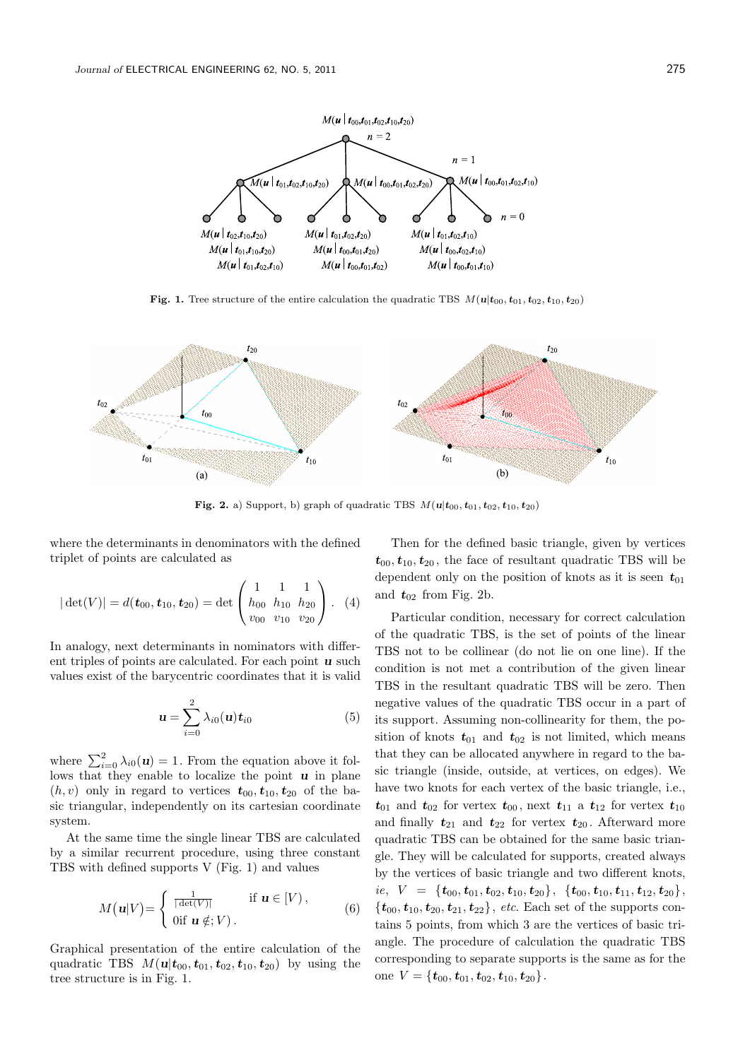Fig. 1. Tree structure of the entire calculation the quadratic TBS $M(\boldsymbol{u}|\boldsymbol{t}_{00}, \boldsymbol{t}_{01}, \boldsymbol{t}_{02}, \boldsymbol{t}_{10}, \boldsymbol{t}_{20})$

Fig. 2. a) Support, b) graph of quadratic TBS $M(\boldsymbol{u}|\boldsymbol{t}_{00}, \boldsymbol{t}_{01}, \boldsymbol{t}_{02}, \boldsymbol{t}_{10}, \boldsymbol{t}_{20})$

where the determinants in denominators with the defined triplet of points are calculated as

$$|\det(V)| = d(\boldsymbol{t}_{00}, \boldsymbol{t}_{10}, \boldsymbol{t}_{20}) = \det \begin{pmatrix} 1 & 1 & 1 \\ h_{00} & h_{10} & h_{20} \\ v_{00} & v_{10} & v_{20} \end{pmatrix}. \quad (4)$$

In analogy, next determinants in nominators with different triples of points are calculated. For each point $\boldsymbol{u}$ such values exist of the barycentric coordinates that it is valid

$$\boldsymbol{u} = \sum_{i=0}^{2} \lambda_{i0}(\boldsymbol{u}) \boldsymbol{t}_{i0} \quad (5)$$

where $\sum_{i=0}^{2} \lambda_{i0}(\boldsymbol{u}) = 1$. From the equation above it follows that they enable to localize the point $\boldsymbol{u}$ in plane $(h, v)$ only in regard to vertices $\boldsymbol{t}_{00}, \boldsymbol{t}_{10}, \boldsymbol{t}_{20}$ of the basic triangular, independently on its cartesian coordinate system.

At the same time the single linear TBS are calculated by a similar recurrent procedure, using three constant TBS with defined supports V (Fig. 1) and values

$$M\big(\boldsymbol{u}|V\big) = \begin{cases} \frac{1}{|\det(V)|} & \text{if } \boldsymbol{u} \in [V)\,, \\ 0 \text{if } \boldsymbol{u} \notin; V)\,. \end{cases} \quad (6)$$

Graphical presentation of the entire calculation of the quadratic TBS $M(\boldsymbol{u}|\boldsymbol{t}_{00}, \boldsymbol{t}_{01}, \boldsymbol{t}_{02}, \boldsymbol{t}_{10}, \boldsymbol{t}_{20})$ by using the tree structure is in Fig. 1.

Then for the defined basic triangle, given by vertices $\boldsymbol{t}_{00}, \boldsymbol{t}_{10}, \boldsymbol{t}_{20}$, the face of resultant quadratic TBS will be dependent only on the position of knots as it is seen $\boldsymbol{t}_{01}$ and $\boldsymbol{t}_{02}$ from Fig. 2b.

Particular condition, necessary for correct calculation of the quadratic TBS, is the set of points of the linear TBS not to be collinear (do not lie on one line). If the condition is not met a contribution of the given linear TBS in the resultant quadratic TBS will be zero. Then negative values of the quadratic TBS occur in a part of its support. Assuming non-collinearity for them, the position of knots $\boldsymbol{t}_{01}$ and $\boldsymbol{t}_{02}$ is not limited, which means that they can be allocated anywhere in regard to the basic triangle (inside, outside, at vertices, on edges). We have two knots for each vertex of the basic triangle, i.e., $\boldsymbol{t}_{01}$ and $\boldsymbol{t}_{02}$ for vertex $\boldsymbol{t}_{00}$, next $\boldsymbol{t}_{11}$ a $\boldsymbol{t}_{12}$ for vertex $\boldsymbol{t}_{10}$ and finally $\boldsymbol{t}_{21}$ and $\boldsymbol{t}_{22}$ for vertex $\boldsymbol{t}_{20}$. Afterward more quadratic TBS can be obtained for the same basic triangle. They will be calculated for supports, created always by the vertices of basic triangle and two different knots, *ie*, $V = \{\boldsymbol{t}_{00}, \boldsymbol{t}_{01}, \boldsymbol{t}_{02}, \boldsymbol{t}_{10}, \boldsymbol{t}_{20}\}$, $\{\boldsymbol{t}_{00}, \boldsymbol{t}_{10}, \boldsymbol{t}_{11}, \boldsymbol{t}_{12}, \boldsymbol{t}_{20}\}$, $\{\boldsymbol{t}_{00}, \boldsymbol{t}_{10}, \boldsymbol{t}_{20}, \boldsymbol{t}_{21}, \boldsymbol{t}_{22}\}$, *etc.* Each set of the supports contains 5 points, from which 3 are the vertices of basic triangle. The procedure of calculation the quadratic TBS corresponding to separate supports is the same as for the one $V = \{\boldsymbol{t}_{00}, \boldsymbol{t}_{01}, \boldsymbol{t}_{02}, \boldsymbol{t}_{10}, \boldsymbol{t}_{20}\}$.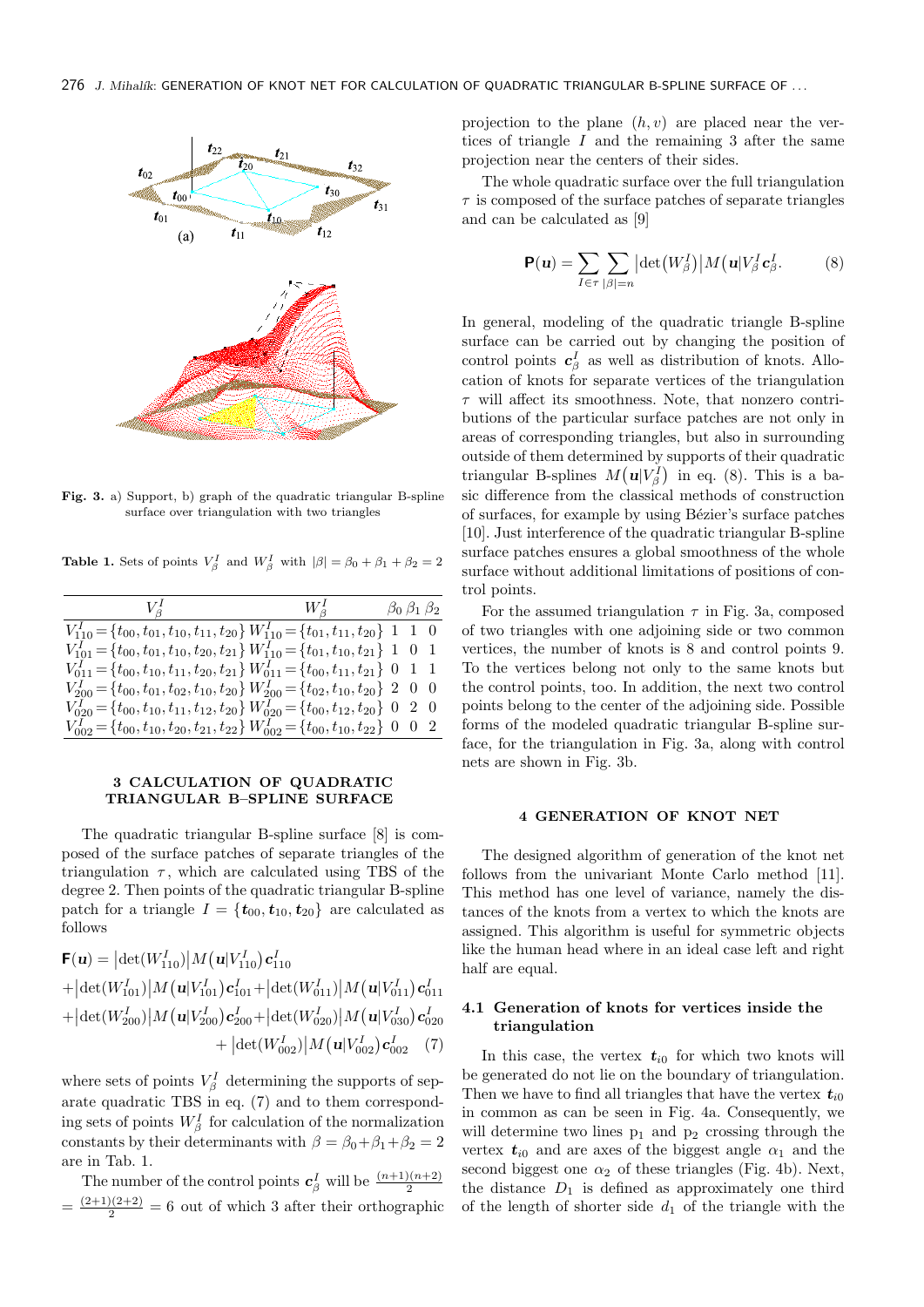Fig. 3. a) Support, b) graph of the quadratic triangular B-spline surface over triangulation with two triangles

Table 1. Sets of points $V_\beta^I$ and $W_\beta^I$ with $|\beta| = \beta_0 + \beta_1 + \beta_2 = 2$

| $V_\beta^I$ | $W_\beta^I$ | $\beta_0$ | $\beta_1$ | $\beta_2$ |
|---|---|---|---|---|
| $V_{110}^I = \{t_{00}, t_{01}, t_{10}, t_{11}, t_{20}\}$ | $W_{110}^I = \{t_{01}, t_{11}, t_{20}\}$ | 1 | 1 | 0 |
| $V_{101}^I = \{t_{00}, t_{01}, t_{10}, t_{20}, t_{21}\}$ | $W_{110}^I = \{t_{01}, t_{10}, t_{21}\}$ | 1 | 0 | 1 |
| $V_{011}^I = \{t_{00}, t_{10}, t_{11}, t_{20}, t_{21}\}$ | $W_{011}^I = \{t_{00}, t_{11}, t_{21}\}$ | 0 | 1 | 1 |
| $V_{200}^I = \{t_{00}, t_{01}, t_{02}, t_{10}, t_{20}\}$ | $W_{200}^I = \{t_{02}, t_{10}, t_{20}\}$ | 2 | 0 | 0 |
| $V_{020}^I = \{t_{00}, t_{10}, t_{11}, t_{12}, t_{20}\}$ | $W_{020}^I = \{t_{00}, t_{12}, t_{20}\}$ | 0 | 2 | 0 |
| $V_{002}^I = \{t_{00}, t_{10}, t_{20}, t_{21}, t_{22}\}$ | $W_{002}^I = \{t_{00}, t_{10}, t_{22}\}$ | 0 | 0 | 2 |

## 3 CALCULATION OF QUADRATIC TRIANGULAR B–SPLINE SURFACE

The quadratic triangular B-spline surface [8] is composed of the surface patches of separate triangles of the triangulation $\tau$, which are calculated using TBS of the degree 2. Then points of the quadratic triangular B-spline patch for a triangle $I = \{t_{00}, t_{10}, t_{20}\}$ are calculated as follows

$$
\begin{aligned}
\mathbf{F}(\mathbf{u}) = &\left|\det(W_{110}^I)\right| M\big(\mathbf{u}|V_{110}^I\big)\, \mathbf{c}_{110}^I \\
&+\left|\det(W_{101}^I)\right| M\big(\mathbf{u}|V_{101}^I\big)\mathbf{c}_{101}^I + \left|\det(W_{011}^I)\right| M\big(\mathbf{u}|V_{011}^I\big)\mathbf{c}_{011}^I \\
&+\left|\det(W_{200}^I)\right| M\big(\mathbf{u}|V_{200}^I\big)\mathbf{c}_{200}^I + \left|\det(W_{020}^I)\right| M\big(\mathbf{u}|V_{030}^I\big)\mathbf{c}_{020}^I \\
&+ \left|\det(W_{002}^I)\right| M\big(\mathbf{u}|V_{002}^I\big)\mathbf{c}_{002}^I \qquad (7)
\end{aligned}
$$

where sets of points $V_\beta^I$ determining the supports of separate quadratic TBS in eq. (7) and to them corresponding sets of points $W_\beta^I$ for calculation of the normalization constants by their determinants with $\beta = \beta_0 + \beta_1 + \beta_2 = 2$ are in Tab. 1.

The number of the control points $\mathbf{c}_\beta^I$ will be $\frac{(n+1)(n+2)}{2} = \frac{(2+1)(2+2)}{2} = 6$ out of which 3 after their orthographic projection to the plane $(h, v)$ are placed near the vertices of triangle $I$ and the remaining 3 after the same projection near the centers of their sides.

The whole quadratic surface over the full triangulation $\tau$ is composed of the surface patches of separate triangles and can be calculated as [9]

$$
\mathbf{P}(\mathbf{u}) = \sum_{I\in\tau} \sum_{|\beta|=n} \left|\det\big(W_\beta^I\big)\right| M\big(\mathbf{u}|V_\beta^I \mathbf{c}_\beta^I. \qquad (8)
$$

In general, modeling of the quadratic triangle B-spline surface can be carried out by changing the position of control points $\mathbf{c}_\beta^I$ as well as distribution of knots. Allocation of knots for separate vertices of the triangulation $\tau$ will affect its smoothness. Note, that nonzero contributions of the particular surface patches are not only in areas of corresponding triangles, but also in surrounding outside of them determined by supports of their quadratic triangular B-splines $M\big(\mathbf{u}|V_\beta^I\big)$ in eq. (8). This is a basic difference from the classical methods of construction of surfaces, for example by using Bézier's surface patches [10]. Just interference of the quadratic triangular B-spline surface patches ensures a global smoothness of the whole surface without additional limitations of positions of control points.

For the assumed triangulation $\tau$ in Fig. 3a, composed of two triangles with one adjoining side or two common vertices, the number of knots is 8 and control points 9. To the vertices belong not only to the same knots but the control points, too. In addition, the next two control points belong to the center of the adjoining side. Possible forms of the modeled quadratic triangular B-spline surface, for the triangulation in Fig. 3a, along with control nets are shown in Fig. 3b.

## 4 GENERATION OF KNOT NET

The designed algorithm of generation of the knot net follows from the univariant Monte Carlo method [11]. This method has one level of variance, namely the distances of the knots from a vertex to which the knots are assigned. This algorithm is useful for symmetric objects like the human head where in an ideal case left and right half are equal.

### 4.1 Generation of knots for vertices inside the triangulation

In this case, the vertex $\boldsymbol{t}_{i0}$ for which two knots will be generated do not lie on the boundary of triangulation. Then we have to find all triangles that have the vertex $\boldsymbol{t}_{i0}$ in common as can be seen in Fig. 4a. Consequently, we will determine two lines $\mathrm{p}_1$ and $\mathrm{p}_2$ crossing through the vertex $\boldsymbol{t}_{i0}$ and are axes of the biggest angle $\alpha_1$ and the second biggest one $\alpha_2$ of these triangles (Fig. 4b). Next, the distance $D_1$ is defined as approximately one third of the length of shorter side $d_1$ of the triangle with the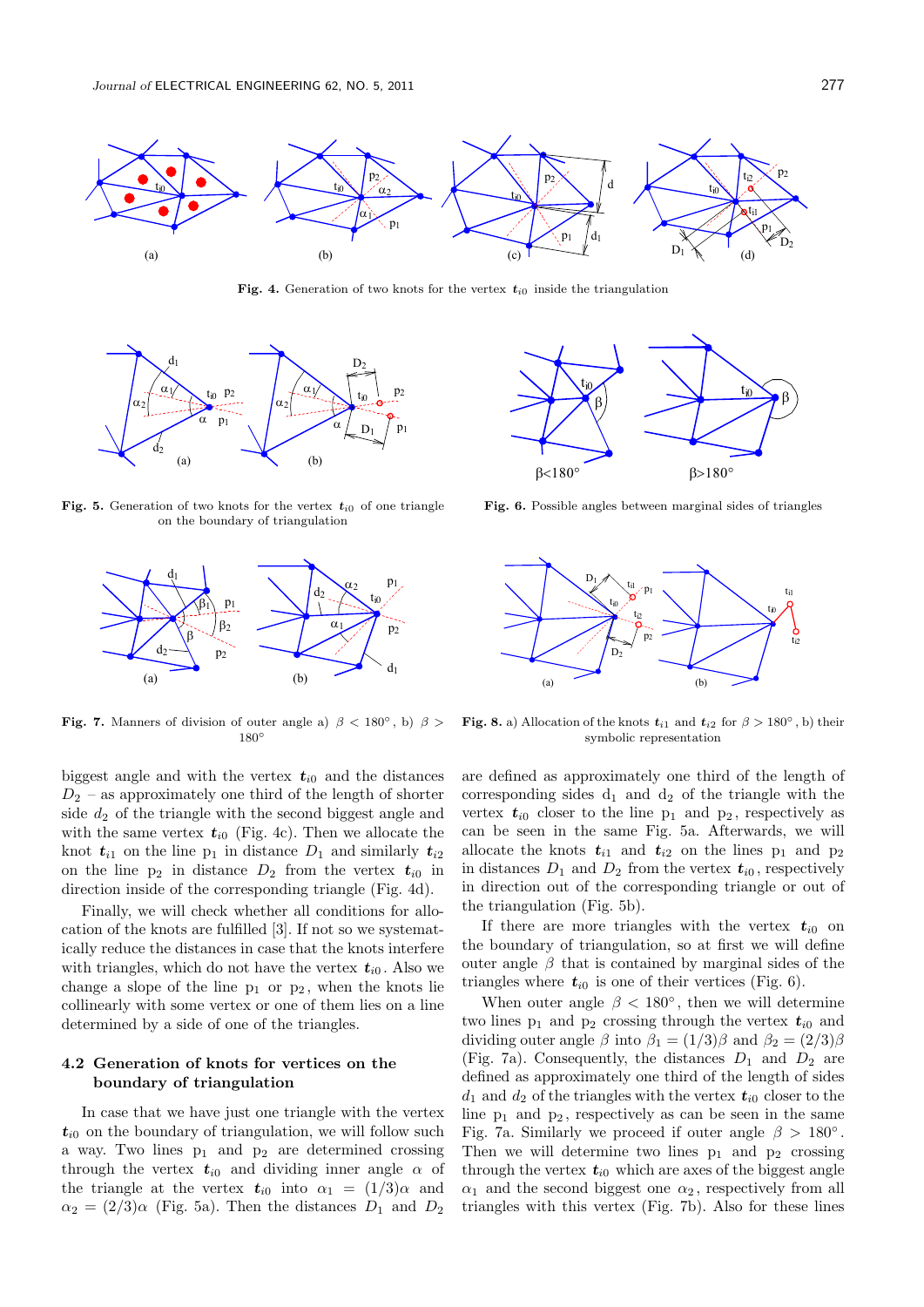**Fig. 4.** Generation of two knots for the vertex $\boldsymbol{t}_{i0}$ inside the triangulation

**Fig. 5.** Generation of two knots for the vertex $\boldsymbol{t}_{i0}$ of one triangle on the boundary of triangulation

**Fig. 6.** Possible angles between marginal sides of triangles

**Fig. 7.** Manners of division of outer angle a) $\beta < 180°$, b) $\beta > 180°$

**Fig. 8.** a) Allocation of the knots $\boldsymbol{t}_{i1}$ and $\boldsymbol{t}_{i2}$ for $\beta > 180°$, b) their symbolic representation

biggest angle and with the vertex $\boldsymbol{t}_{i0}$ and the distances $D_2$ – as approximately one third of the length of shorter side $d_2$ of the triangle with the second biggest angle and with the same vertex $\boldsymbol{t}_{i0}$ (Fig. 4c). Then we allocate the knot $\boldsymbol{t}_{i1}$ on the line $p_1$ in distance $D_1$ and similarly $\boldsymbol{t}_{i2}$ on the line $p_2$ in distance $D_2$ from the vertex $\boldsymbol{t}_{i0}$ in direction inside of the corresponding triangle (Fig. 4d).

Finally, we will check whether all conditions for allocation of the knots are fulfilled [3]. If not so we systematically reduce the distances in case that the knots interfere with triangles, which do not have the vertex $\boldsymbol{t}_{i0}$. Also we change a slope of the line $p_1$ or $p_2$, when the knots lie collinearly with some vertex or one of them lies on a line determined by a side of one of the triangles.

## 4.2 Generation of knots for vertices on the boundary of triangulation

In case that we have just one triangle with the vertex $\boldsymbol{t}_{i0}$ on the boundary of triangulation, we will follow such a way. Two lines $p_1$ and $p_2$ are determined crossing through the vertex $\boldsymbol{t}_{i0}$ and dividing inner angle $\alpha$ of the triangle at the vertex $\boldsymbol{t}_{i0}$ into $\alpha_1 = (1/3)\alpha$ and $\alpha_2 = (2/3)\alpha$ (Fig. 5a). Then the distances $D_1$ and $D_2$ are defined as approximately one third of the length of corresponding sides $d_1$ and $d_2$ of the triangle with the vertex $\boldsymbol{t}_{i0}$ closer to the line $p_1$ and $p_2$, respectively as can be seen in the same Fig. 5a. Afterwards, we will allocate the knots $\boldsymbol{t}_{i1}$ and $\boldsymbol{t}_{i2}$ on the lines $p_1$ and $p_2$ in distances $D_1$ and $D_2$ from the vertex $\boldsymbol{t}_{i0}$, respectively in direction inside of the corresponding triangle or out of the triangulation (Fig. 5b).

If there are more triangles with the vertex $\boldsymbol{t}_{i0}$ on the boundary of triangulation, so at first we will define outer angle $\beta$ that is contained by marginal sides of the triangles where $\boldsymbol{t}_{i0}$ is one of their vertices (Fig. 6).

When outer angle $\beta < 180°$, then we will determine two lines $p_1$ and $p_2$ crossing through the vertex $\boldsymbol{t}_{i0}$ and dividing outer angle $\beta$ into $\beta_1 = (1/3)\beta$ and $\beta_2 = (2/3)\beta$ (Fig. 7a). Consequently, the distances $D_1$ and $D_2$ are defined as approximately one third of the length of sides $d_1$ and $d_2$ of the triangles with the vertex $\boldsymbol{t}_{i0}$ closer to the line $p_1$ and $p_2$, respectively as can be seen in the same Fig. 7a. Similarly we proceed if outer angle $\beta > 180°$. Then we will determine two lines $p_1$ and $p_2$ crossing through the vertex $\boldsymbol{t}_{i0}$ which are axes of the biggest angle $\alpha_1$ and the second biggest one $\alpha_2$, respectively from all triangles with this vertex (Fig. 7b). Also for these lines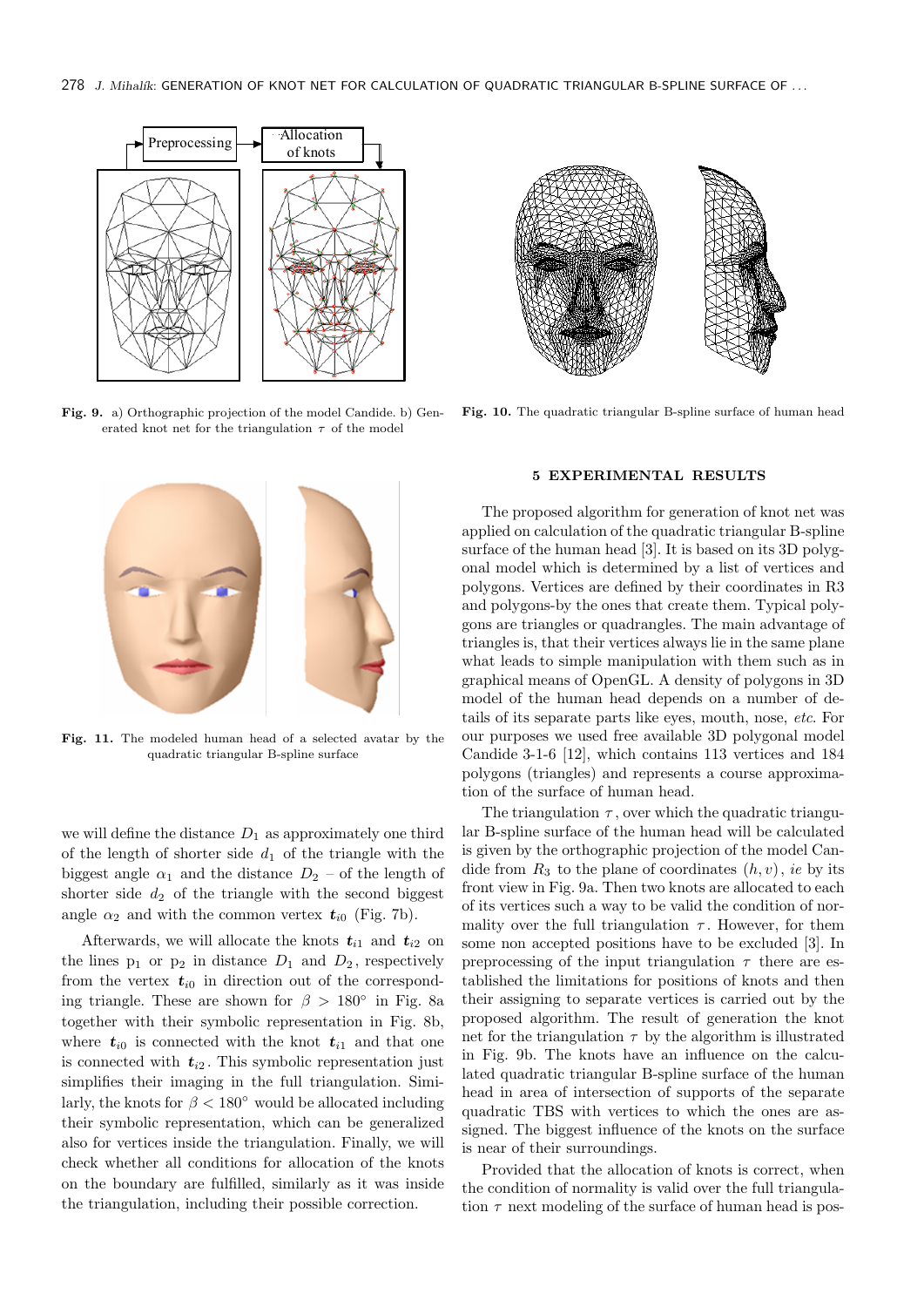Fig. 9. a) Orthographic projection of the model Candide. b) Generated knot net for the triangulation $\tau$ of the model

Fig. 10. The quadratic triangular B-spline surface of human head

Fig. 11. The modeled human head of a selected avatar by the quadratic triangular B-spline surface

we will define the distance $D_1$ as approximately one third of the length of shorter side $d_1$ of the triangle with the biggest angle $\alpha_1$ and the distance $D_2$ – of the length of shorter side $d_2$ of the triangle with the second biggest angle $\alpha_2$ and with the common vertex $\boldsymbol{t}_{i0}$ (Fig. 7b).

Afterwards, we will allocate the knots $\boldsymbol{t}_{i1}$ and $\boldsymbol{t}_{i2}$ on the lines $\mathrm{p}_1$ or $\mathrm{p}_2$ in distance $D_1$ and $D_2$, respectively from the vertex $\boldsymbol{t}_{i0}$ in direction out of the corresponding triangle. These are shown for $\beta > 180^\circ$ in Fig. 8a together with their symbolic representation in Fig. 8b, where $\boldsymbol{t}_{i0}$ is connected with the knot $\boldsymbol{t}_{i1}$ and that one is connected with $\boldsymbol{t}_{i2}$. This symbolic representation just simplifies their imaging in the full triangulation. Similarly, the knots for $\beta < 180^\circ$ would be allocated including their symbolic representation, which can be generalized also for vertices inside the triangulation. Finally, we will check whether all conditions for allocation of the knots on the boundary are fulfilled, similarly as it was inside the triangulation, including their possible correction.

## 5 EXPERIMENTAL RESULTS

The proposed algorithm for generation of knot net was applied on calculation of the quadratic triangular B-spline surface of the human head [3]. It is based on its 3D polygonal model which is determined by a list of vertices and polygons. Vertices are defined by their coordinates in R3 and polygons-by the ones that create them. Typical polygons are triangles or quadrangles. The main advantage of triangles is, that their vertices always lie in the same plane what leads to simple manipulation with them such as in graphical means of OpenGL. A density of polygons in 3D model of the human head depends on a number of details of its separate parts like eyes, mouth, nose, *etc.* For our purposes we used free available 3D polygonal model Candide 3-1-6 [12], which contains 113 vertices and 184 polygons (triangles) and represents a course approximation of the surface of human head.

The triangulation $\tau$, over which the quadratic triangular B-spline surface of the human head will be calculated is given by the orthographic projection of the model Candide from $R_3$ to the plane of coordinates $(h, v)$, *ie* by its front view in Fig. 9a. Then two knots are allocated to each of its vertices such a way to be valid the condition of normality over the full triangulation $\tau$. However, for them some non accepted positions have to be excluded [3]. In preprocessing of the input triangulation $\tau$ there are established the limitations for positions of knots and then their assigning to separate vertices is carried out by the proposed algorithm. The result of generation the knot net for the triangulation $\tau$ by the algorithm is illustrated in Fig. 9b. The knots have an influence on the calculated quadratic triangular B-spline surface of the human head in area of intersection of supports of the separate quadratic TBS with vertices to which the ones are assigned. The biggest influence of the knots on the surface is near of their surroundings.

Provided that the allocation of knots is correct, when the condition of normality is valid over the full triangulation $\tau$ next modeling of the surface of human head is pos-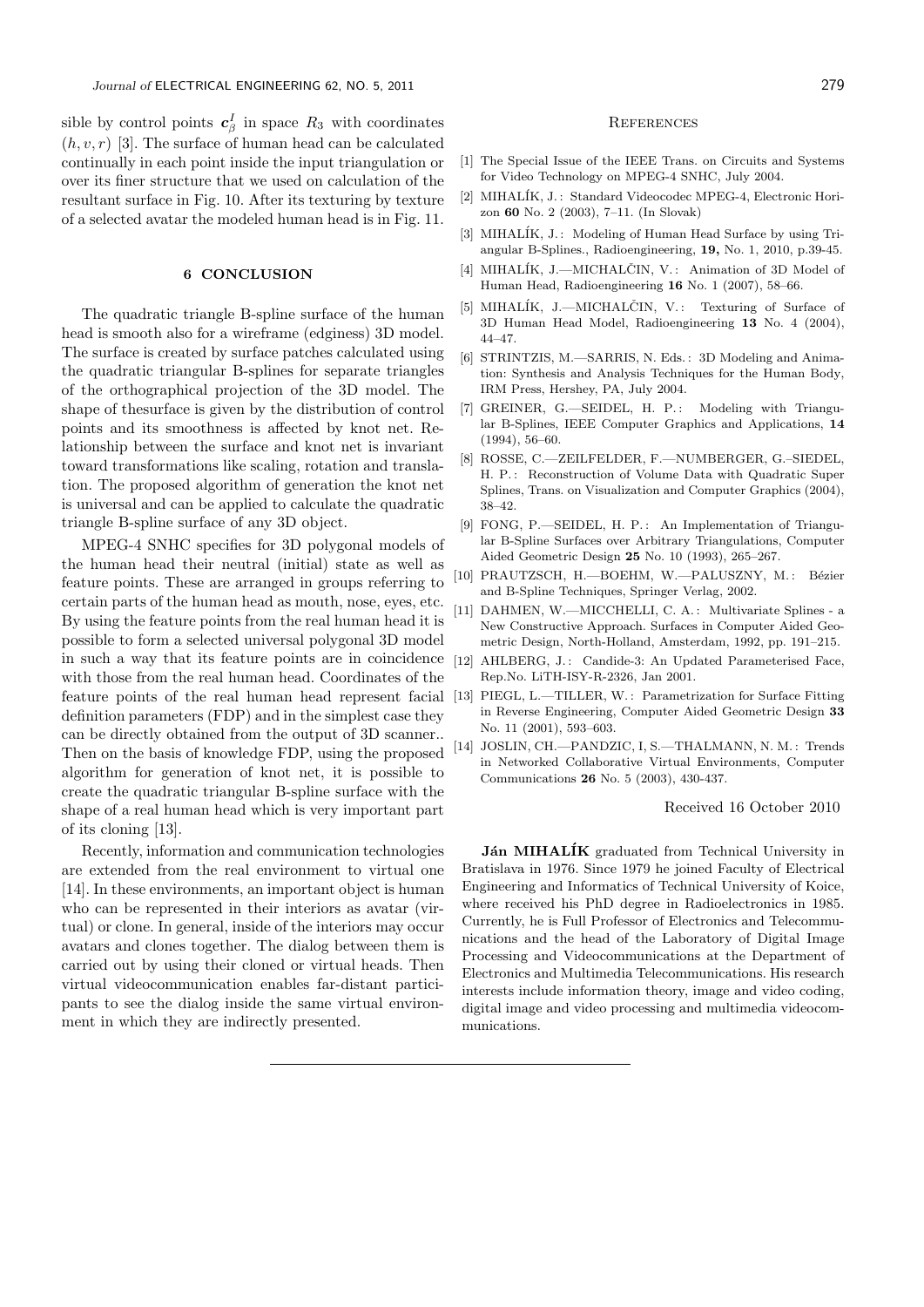sible by control points $\boldsymbol{c}_\beta^I$ in space $R_3$ with coordinates $(h, v, r)$ [3]. The surface of human head can be calculated continually in each point inside the input triangulation or over its finer structure that we used on calculation of the resultant surface in Fig. 10. After its texturing by texture of a selected avatar the modeled human head is in Fig. 11.

## 6 CONCLUSION

The quadratic triangle B-spline surface of the human head is smooth also for a wireframe (edginess) 3D model. The surface is created by surface patches calculated using the quadratic triangular B-splines for separate triangles of the orthographical projection of the 3D model. The shape of thesurface is given by the distribution of control points and its smoothness is affected by knot net. Relationship between the surface and knot net is invariant toward transformations like scaling, rotation and translation. The proposed algorithm of generation the knot net is universal and can be applied to calculate the quadratic triangle B-spline surface of any 3D object.

MPEG-4 SNHC specifies for 3D polygonal models of the human head their neutral (initial) state as well as feature points. These are arranged in groups referring to certain parts of the human head as mouth, nose, eyes, etc. By using the feature points from the real human head it is possible to form a selected universal polygonal 3D model in such a way that its feature points are in coincidence with those from the real human head. Coordinates of the feature points of the real human head represent facial definition parameters (FDP) and in the simplest case they can be directly obtained from the output of 3D scanner.. Then on the basis of knowledge FDP, using the proposed algorithm for generation of knot net, it is possible to create the quadratic triangular B-spline surface with the shape of a real human head which is very important part of its cloning [13].

Recently, information and communication technologies are extended from the real environment to virtual one [14]. In these environments, an important object is human who can be represented in their interiors as avatar (virtual) or clone. In general, inside of the interiors may occur avatars and clones together. The dialog between them is carried out by using their cloned or virtual heads. Then virtual videocommunication enables far-distant participants to see the dialog inside the same virtual environment in which they are indirectly presented.

## References

[1] The Special Issue of the IEEE Trans. on Circuits and Systems for Video Technology on MPEG-4 SNHC, July 2004.

[2] MIHALÍK, J. : Standard Videocodec MPEG-4, Electronic Horizon **60** No. 2 (2003), 7–11. (In Slovak)

[3] MIHALÍK, J. : Modeling of Human Head Surface by using Triangular B-Splines., Radioengineering, **19,** No. 1, 2010, p.39-45.

[4] MIHALÍK, J.—MICHALČIN, V. : Animation of 3D Model of Human Head, Radioengineering **16** No. 1 (2007), 58–66.

[5] MIHALÍK, J.—MICHALČIN, V. : Texturing of Surface of 3D Human Head Model, Radioengineering **13** No. 4 (2004), 44–47.

[6] STRINTZIS, M.—SARRIS, N. Eds. : 3D Modeling and Animation: Synthesis and Analysis Techniques for the Human Body, IRM Press, Hershey, PA, July 2004.

[7] GREINER, G.—SEIDEL, H. P. : Modeling with Triangular B-Splines, IEEE Computer Graphics and Applications, **14** (1994), 56–60.

[8] ROSSE, C.—ZEILFELDER, F.—NUMBERGER, G.–SIEDEL, H. P. : Reconstruction of Volume Data with Quadratic Super Splines, Trans. on Visualization and Computer Graphics (2004), 38–42.

[9] FONG, P.—SEIDEL, H. P. : An Implementation of Triangular B-Spline Surfaces over Arbitrary Triangulations, Computer Aided Geometric Design **25** No. 10 (1993), 265–267.

[10] PRAUTZSCH, H.—BOEHM, W.—PALUSZNY, M. : Bézier and B-Spline Techniques, Springer Verlag, 2002.

[11] DAHMEN, W.—MICCHELLI, C. A. : Multivariate Splines - a New Constructive Approach. Surfaces in Computer Aided Geometric Design, North-Holland, Amsterdam, 1992, pp. 191–215.

[12] AHLBERG, J. : Candide-3: An Updated Parameterised Face, Rep.No. LiTH-ISY-R-2326, Jan 2001.

[13] PIEGL, L.—TILLER, W. : Parametrization for Surface Fitting in Reverse Engineering, Computer Aided Geometric Design **33** No. 11 (2001), 593–603.

[14] JOSLIN, CH.—PANDZIC, I, S.—THALMANN, N. M. : Trends in Networked Collaborative Virtual Environments, Computer Communications **26** No. 5 (2003), 430-437.

Received 16 October 2010

**Ján MIHALÍK** graduated from Technical University in Bratislava in 1976. Since 1979 he joined Faculty of Electrical Engineering and Informatics of Technical University of Koice, where received his PhD degree in Radioelectronics in 1985. Currently, he is Full Professor of Electronics and Telecommunications and the head of the Laboratory of Digital Image Processing and Videocommunications at the Department of Electronics and Multimedia Telecommunications. His research interests include information theory, image and video coding, digital image and video processing and multimedia videocommunications.